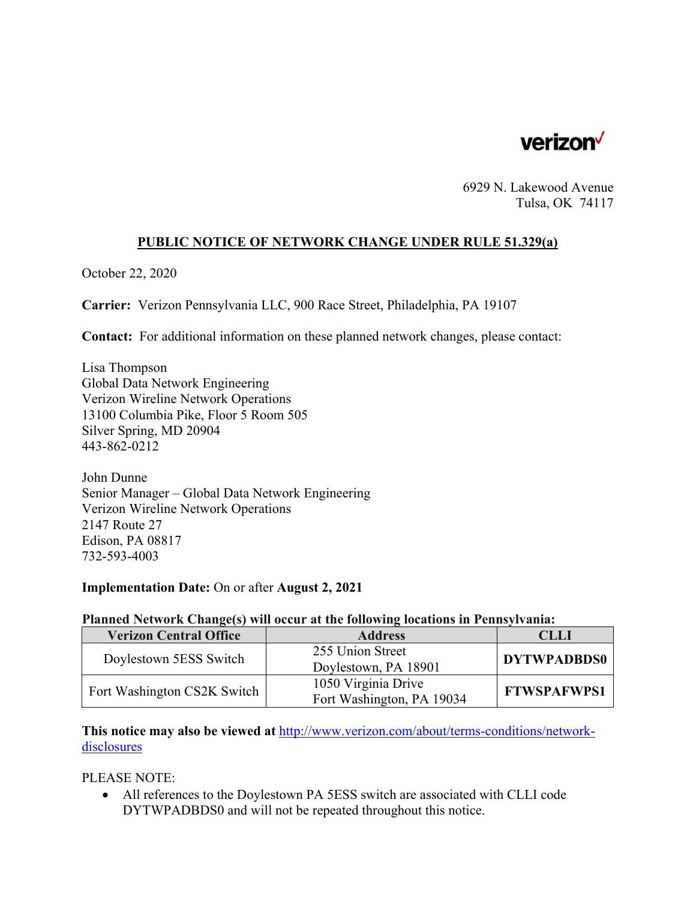verizon

6929 N. Lakewood Avenue
Tulsa, OK 74117

**PUBLIC NOTICE OF NETWORK CHANGE UNDER RULE 51.329(a)**

October 22, 2020

**Carrier:** Verizon Pennsylvania LLC, 900 Race Street, Philadelphia, PA 19107

**Contact:** For additional information on these planned network changes, please contact:

Lisa Thompson
Global Data Network Engineering
Verizon Wireline Network Operations
13100 Columbia Pike, Floor 5 Room 505
Silver Spring, MD 20904
443-862-0212

John Dunne
Senior Manager – Global Data Network Engineering
Verizon Wireline Network Operations
2147 Route 27
Edison, PA 08817
732-593-4003

**Implementation Date:** On or after **August 2, 2021**

**Planned Network Change(s) will occur at the following locations in Pennsylvania:**

| Verizon Central Office | Address | CLLI |
|---|---|---|
| Doylestown 5ESS Switch | 255 Union Street Doylestown, PA 18901 | **DYTWPADBDS0** |
| Fort Washington CS2K Switch | 1050 Virginia Drive Fort Washington, PA 19034 | **FTWSPAFWPS1** |

**This notice may also be viewed at** http://www.verizon.com/about/terms-conditions/network-disclosures

PLEASE NOTE:

- All references to the Doylestown PA 5ESS switch are associated with CLLI code DYTWPADBDS0 and will not be repeated throughout this notice.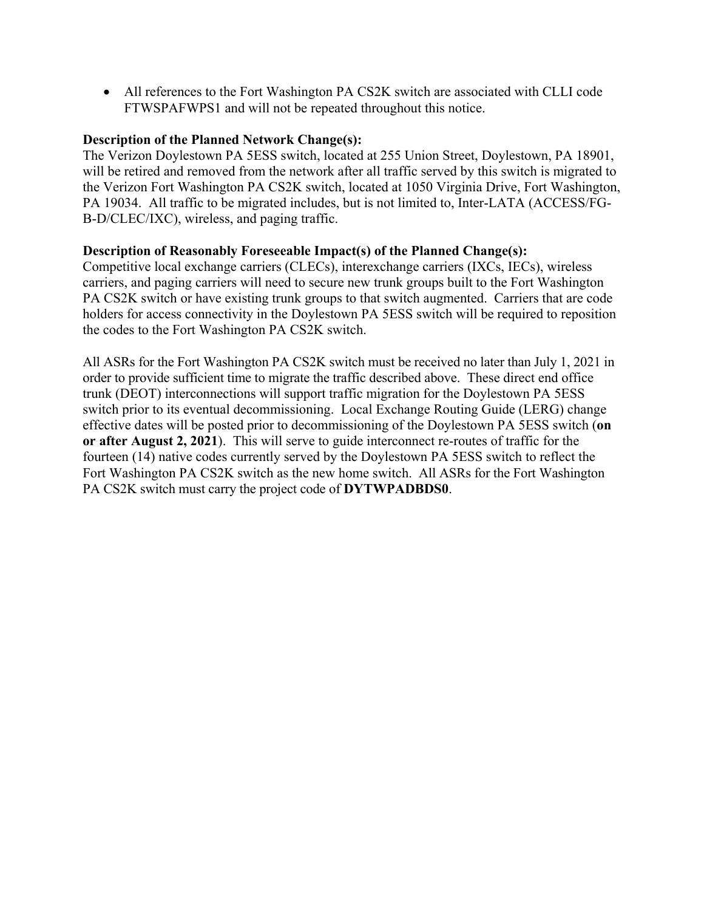- All references to the Fort Washington PA CS2K switch are associated with CLLI code FTWSPAFWPS1 and will not be repeated throughout this notice.

**Description of the Planned Network Change(s):**
The Verizon Doylestown PA 5ESS switch, located at 255 Union Street, Doylestown, PA 18901, will be retired and removed from the network after all traffic served by this switch is migrated to the Verizon Fort Washington PA CS2K switch, located at 1050 Virginia Drive, Fort Washington, PA 19034. All traffic to be migrated includes, but is not limited to, Inter-LATA (ACCESS/FG-B-D/CLEC/IXC), wireless, and paging traffic.

**Description of Reasonably Foreseeable Impact(s) of the Planned Change(s):**
Competitive local exchange carriers (CLECs), interexchange carriers (IXCs, IECs), wireless carriers, and paging carriers will need to secure new trunk groups built to the Fort Washington PA CS2K switch or have existing trunk groups to that switch augmented. Carriers that are code holders for access connectivity in the Doylestown PA 5ESS switch will be required to reposition the codes to the Fort Washington PA CS2K switch.

All ASRs for the Fort Washington PA CS2K switch must be received no later than July 1, 2021 in order to provide sufficient time to migrate the traffic described above. These direct end office trunk (DEOT) interconnections will support traffic migration for the Doylestown PA 5ESS switch prior to its eventual decommissioning. Local Exchange Routing Guide (LERG) change effective dates will be posted prior to decommissioning of the Doylestown PA 5ESS switch (**on or after August 2, 2021**). This will serve to guide interconnect re-routes of traffic for the fourteen (14) native codes currently served by the Doylestown PA 5ESS switch to reflect the Fort Washington PA CS2K switch as the new home switch. All ASRs for the Fort Washington PA CS2K switch must carry the project code of **DYTWPADBDS0**.